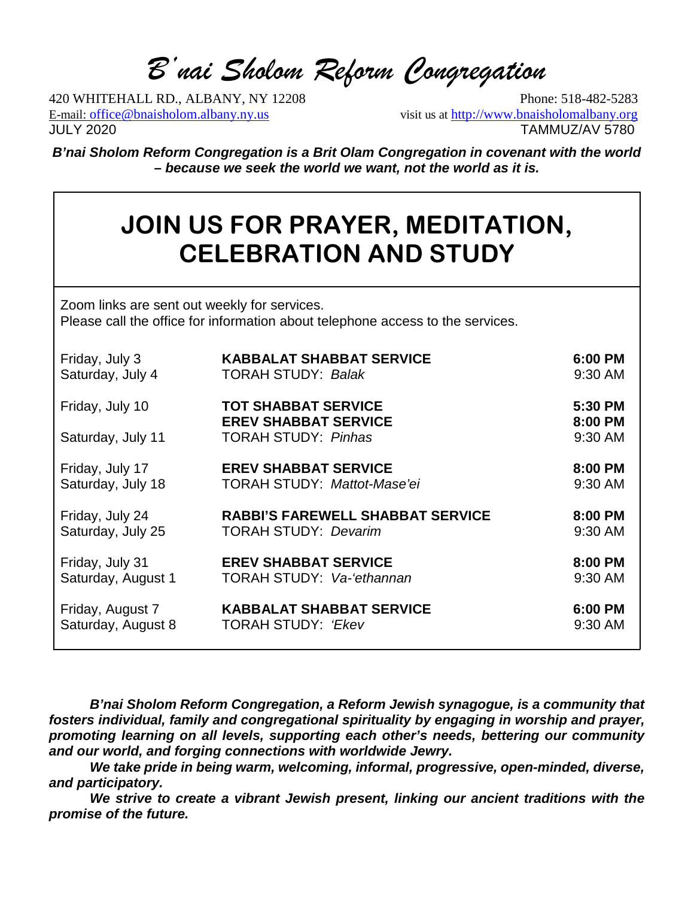# B'nai Sholom Reform Congregation

420 WHITEHALL RD., ALBANY, NY 12208
Phone: 518-482-5283
E-mail: office@bnaisholom.albany.ny.us
visit us at http://www.bnaisholomalbany.org
JULY 2020
TAMMUZ/AV 5780

***B'nai Sholom Reform Congregation is a Brit Olam Congregation in covenant with the world – because we seek the world we want, not the world as it is.***

## JOIN US FOR PRAYER, MEDITATION, CELEBRATION AND STUDY

Zoom links are sent out weekly for services.
Please call the office for information about telephone access to the services.

| | | |
|---|---|---|
| Friday, July 3 | **KABBALAT SHABBAT SERVICE** | **6:00 PM** |
| Saturday, July 4 | TORAH STUDY: *Balak* | 9:30 AM |
| Friday, July 10 | **TOT SHABBAT SERVICE** | **5:30 PM** |
| | **EREV SHABBAT SERVICE** | **8:00 PM** |
| Saturday, July 11 | TORAH STUDY: *Pinhas* | 9:30 AM |
| Friday, July 17 | **EREV SHABBAT SERVICE** | **8:00 PM** |
| Saturday, July 18 | TORAH STUDY: *Mattot-Mase'ei* | 9:30 AM |
| Friday, July 24 | **RABBI'S FAREWELL SHABBAT SERVICE** | **8:00 PM** |
| Saturday, July 25 | TORAH STUDY: *Devarim* | 9:30 AM |
| Friday, July 31 | **EREV SHABBAT SERVICE** | **8:00 PM** |
| Saturday, August 1 | TORAH STUDY: *Va-'ethannan* | 9:30 AM |
| Friday, August 7 | **KABBALAT SHABBAT SERVICE** | **6:00 PM** |
| Saturday, August 8 | TORAH STUDY: *'Ekev* | 9:30 AM |

***B'nai Sholom Reform Congregation, a Reform Jewish synagogue, is a community that fosters individual, family and congregational spirituality by engaging in worship and prayer, promoting learning on all levels, supporting each other's needs, bettering our community and our world, and forging connections with worldwide Jewry.***

***We take pride in being warm, welcoming, informal, progressive, open-minded, diverse, and participatory.***

***We strive to create a vibrant Jewish present, linking our ancient traditions with the promise of the future.***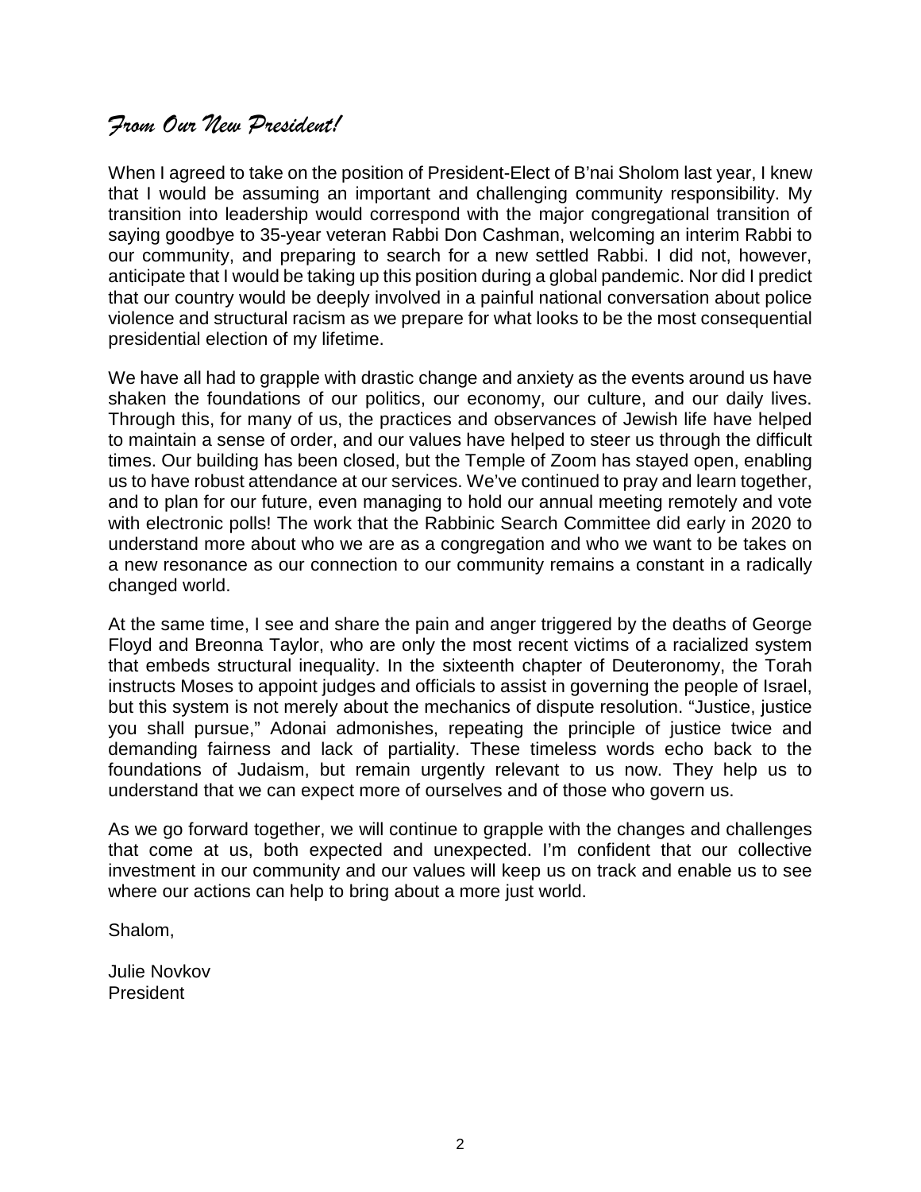## *From Our New President!*

When I agreed to take on the position of President-Elect of B'nai Sholom last year, I knew that I would be assuming an important and challenging community responsibility. My transition into leadership would correspond with the major congregational transition of saying goodbye to 35-year veteran Rabbi Don Cashman, welcoming an interim Rabbi to our community, and preparing to search for a new settled Rabbi. I did not, however, anticipate that I would be taking up this position during a global pandemic. Nor did I predict that our country would be deeply involved in a painful national conversation about police violence and structural racism as we prepare for what looks to be the most consequential presidential election of my lifetime.

We have all had to grapple with drastic change and anxiety as the events around us have shaken the foundations of our politics, our economy, our culture, and our daily lives. Through this, for many of us, the practices and observances of Jewish life have helped to maintain a sense of order, and our values have helped to steer us through the difficult times. Our building has been closed, but the Temple of Zoom has stayed open, enabling us to have robust attendance at our services. We've continued to pray and learn together, and to plan for our future, even managing to hold our annual meeting remotely and vote with electronic polls! The work that the Rabbinic Search Committee did early in 2020 to understand more about who we are as a congregation and who we want to be takes on a new resonance as our connection to our community remains a constant in a radically changed world.

At the same time, I see and share the pain and anger triggered by the deaths of George Floyd and Breonna Taylor, who are only the most recent victims of a racialized system that embeds structural inequality. In the sixteenth chapter of Deuteronomy, the Torah instructs Moses to appoint judges and officials to assist in governing the people of Israel, but this system is not merely about the mechanics of dispute resolution. "Justice, justice you shall pursue," Adonai admonishes, repeating the principle of justice twice and demanding fairness and lack of partiality. These timeless words echo back to the foundations of Judaism, but remain urgently relevant to us now. They help us to understand that we can expect more of ourselves and of those who govern us.

As we go forward together, we will continue to grapple with the changes and challenges that come at us, both expected and unexpected. I'm confident that our collective investment in our community and our values will keep us on track and enable us to see where our actions can help to bring about a more just world.

Shalom,

Julie Novkov  
President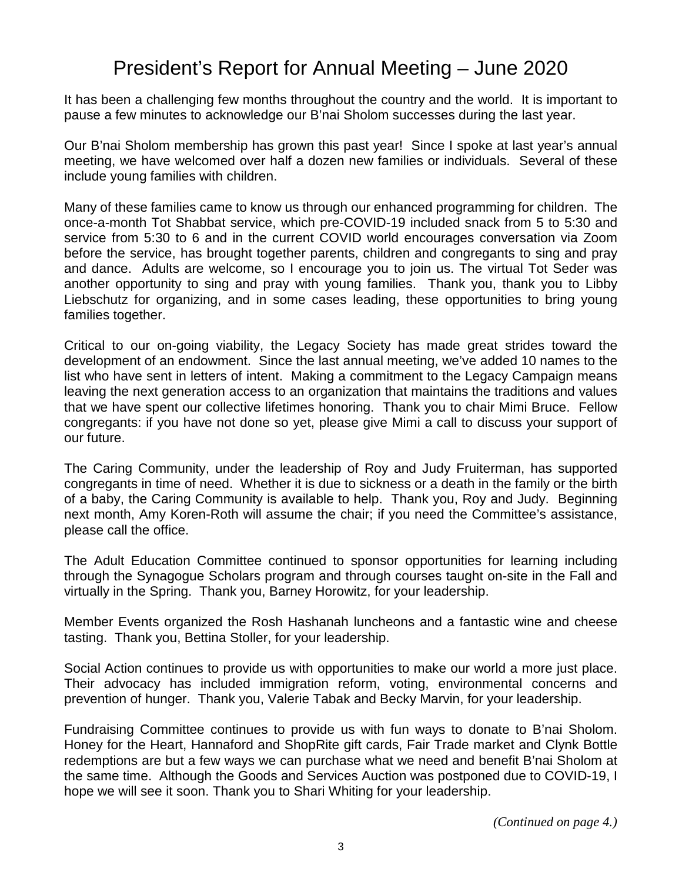# President's Report for Annual Meeting – June 2020

It has been a challenging few months throughout the country and the world. It is important to pause a few minutes to acknowledge our B'nai Sholom successes during the last year.

Our B'nai Sholom membership has grown this past year! Since I spoke at last year's annual meeting, we have welcomed over half a dozen new families or individuals. Several of these include young families with children.

Many of these families came to know us through our enhanced programming for children. The once-a-month Tot Shabbat service, which pre-COVID-19 included snack from 5 to 5:30 and service from 5:30 to 6 and in the current COVID world encourages conversation via Zoom before the service, has brought together parents, children and congregants to sing and pray and dance. Adults are welcome, so I encourage you to join us. The virtual Tot Seder was another opportunity to sing and pray with young families. Thank you, thank you to Libby Liebschutz for organizing, and in some cases leading, these opportunities to bring young families together.

Critical to our on-going viability, the Legacy Society has made great strides toward the development of an endowment. Since the last annual meeting, we've added 10 names to the list who have sent in letters of intent. Making a commitment to the Legacy Campaign means leaving the next generation access to an organization that maintains the traditions and values that we have spent our collective lifetimes honoring. Thank you to chair Mimi Bruce. Fellow congregants: if you have not done so yet, please give Mimi a call to discuss your support of our future.

The Caring Community, under the leadership of Roy and Judy Fruiterman, has supported congregants in time of need. Whether it is due to sickness or a death in the family or the birth of a baby, the Caring Community is available to help. Thank you, Roy and Judy. Beginning next month, Amy Koren-Roth will assume the chair; if you need the Committee's assistance, please call the office.

The Adult Education Committee continued to sponsor opportunities for learning including through the Synagogue Scholars program and through courses taught on-site in the Fall and virtually in the Spring. Thank you, Barney Horowitz, for your leadership.

Member Events organized the Rosh Hashanah luncheons and a fantastic wine and cheese tasting. Thank you, Bettina Stoller, for your leadership.

Social Action continues to provide us with opportunities to make our world a more just place. Their advocacy has included immigration reform, voting, environmental concerns and prevention of hunger. Thank you, Valerie Tabak and Becky Marvin, for your leadership.

Fundraising Committee continues to provide us with fun ways to donate to B'nai Sholom. Honey for the Heart, Hannaford and ShopRite gift cards, Fair Trade market and Clynk Bottle redemptions are but a few ways we can purchase what we need and benefit B'nai Sholom at the same time. Although the Goods and Services Auction was postponed due to COVID-19, I hope we will see it soon. Thank you to Shari Whiting for your leadership.

*(Continued on page 4.)*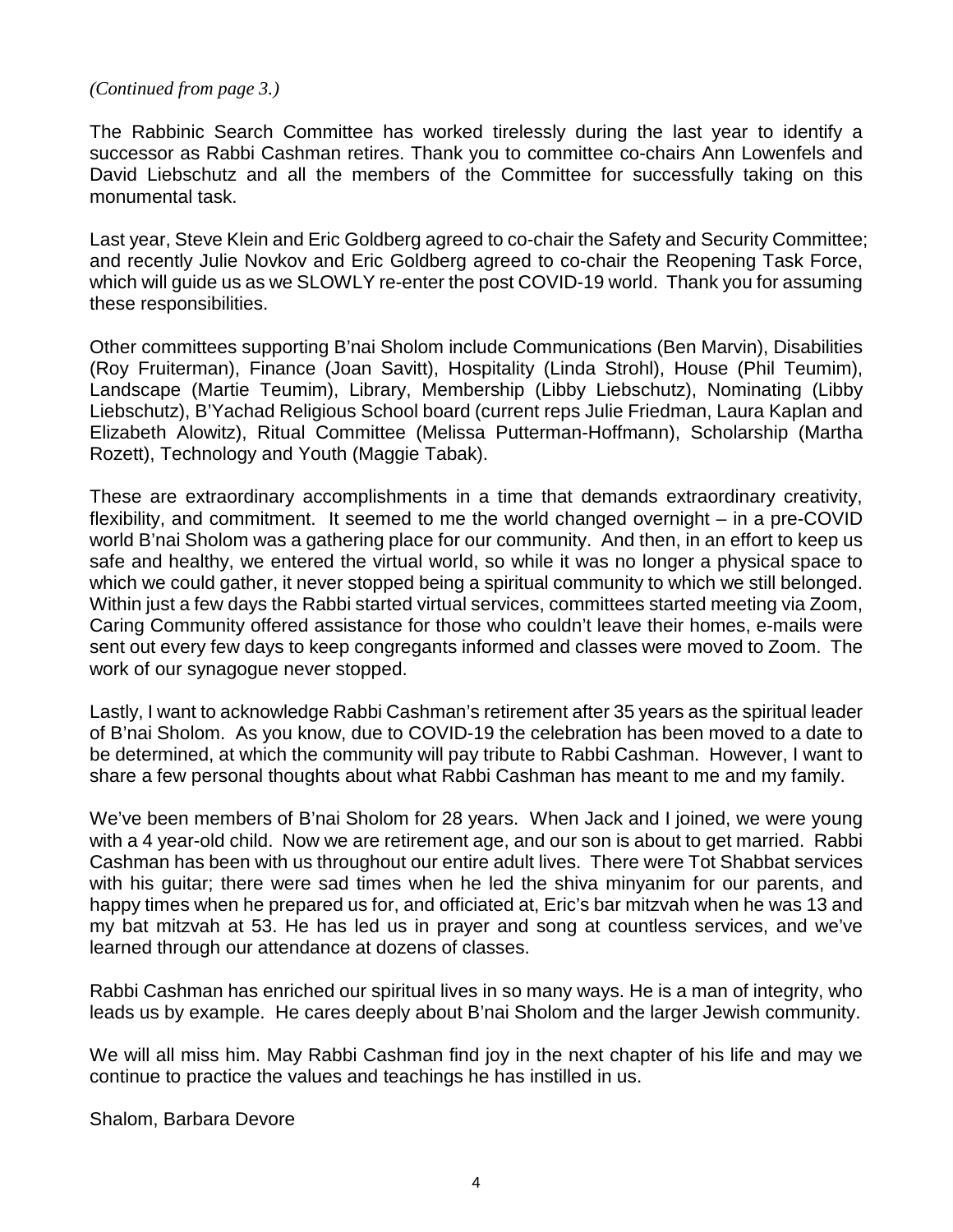*(Continued from page 3.)*

The Rabbinic Search Committee has worked tirelessly during the last year to identify a successor as Rabbi Cashman retires. Thank you to committee co-chairs Ann Lowenfels and David Liebschutz and all the members of the Committee for successfully taking on this monumental task.

Last year, Steve Klein and Eric Goldberg agreed to co-chair the Safety and Security Committee; and recently Julie Novkov and Eric Goldberg agreed to co-chair the Reopening Task Force, which will guide us as we SLOWLY re-enter the post COVID-19 world. Thank you for assuming these responsibilities.

Other committees supporting B'nai Sholom include Communications (Ben Marvin), Disabilities (Roy Fruiterman), Finance (Joan Savitt), Hospitality (Linda Strohl), House (Phil Teumim), Landscape (Martie Teumim), Library, Membership (Libby Liebschutz), Nominating (Libby Liebschutz), B'Yachad Religious School board (current reps Julie Friedman, Laura Kaplan and Elizabeth Alowitz), Ritual Committee (Melissa Putterman-Hoffmann), Scholarship (Martha Rozett), Technology and Youth (Maggie Tabak).

These are extraordinary accomplishments in a time that demands extraordinary creativity, flexibility, and commitment. It seemed to me the world changed overnight – in a pre-COVID world B'nai Sholom was a gathering place for our community. And then, in an effort to keep us safe and healthy, we entered the virtual world, so while it was no longer a physical space to which we could gather, it never stopped being a spiritual community to which we still belonged. Within just a few days the Rabbi started virtual services, committees started meeting via Zoom, Caring Community offered assistance for those who couldn't leave their homes, e-mails were sent out every few days to keep congregants informed and classes were moved to Zoom. The work of our synagogue never stopped.

Lastly, I want to acknowledge Rabbi Cashman's retirement after 35 years as the spiritual leader of B'nai Sholom. As you know, due to COVID-19 the celebration has been moved to a date to be determined, at which the community will pay tribute to Rabbi Cashman. However, I want to share a few personal thoughts about what Rabbi Cashman has meant to me and my family.

We've been members of B'nai Sholom for 28 years. When Jack and I joined, we were young with a 4 year-old child. Now we are retirement age, and our son is about to get married. Rabbi Cashman has been with us throughout our entire adult lives. There were Tot Shabbat services with his guitar; there were sad times when he led the shiva minyanim for our parents, and happy times when he prepared us for, and officiated at, Eric's bar mitzvah when he was 13 and my bat mitzvah at 53. He has led us in prayer and song at countless services, and we've learned through our attendance at dozens of classes.

Rabbi Cashman has enriched our spiritual lives in so many ways. He is a man of integrity, who leads us by example. He cares deeply about B'nai Sholom and the larger Jewish community.

We will all miss him. May Rabbi Cashman find joy in the next chapter of his life and may we continue to practice the values and teachings he has instilled in us.

Shalom, Barbara Devore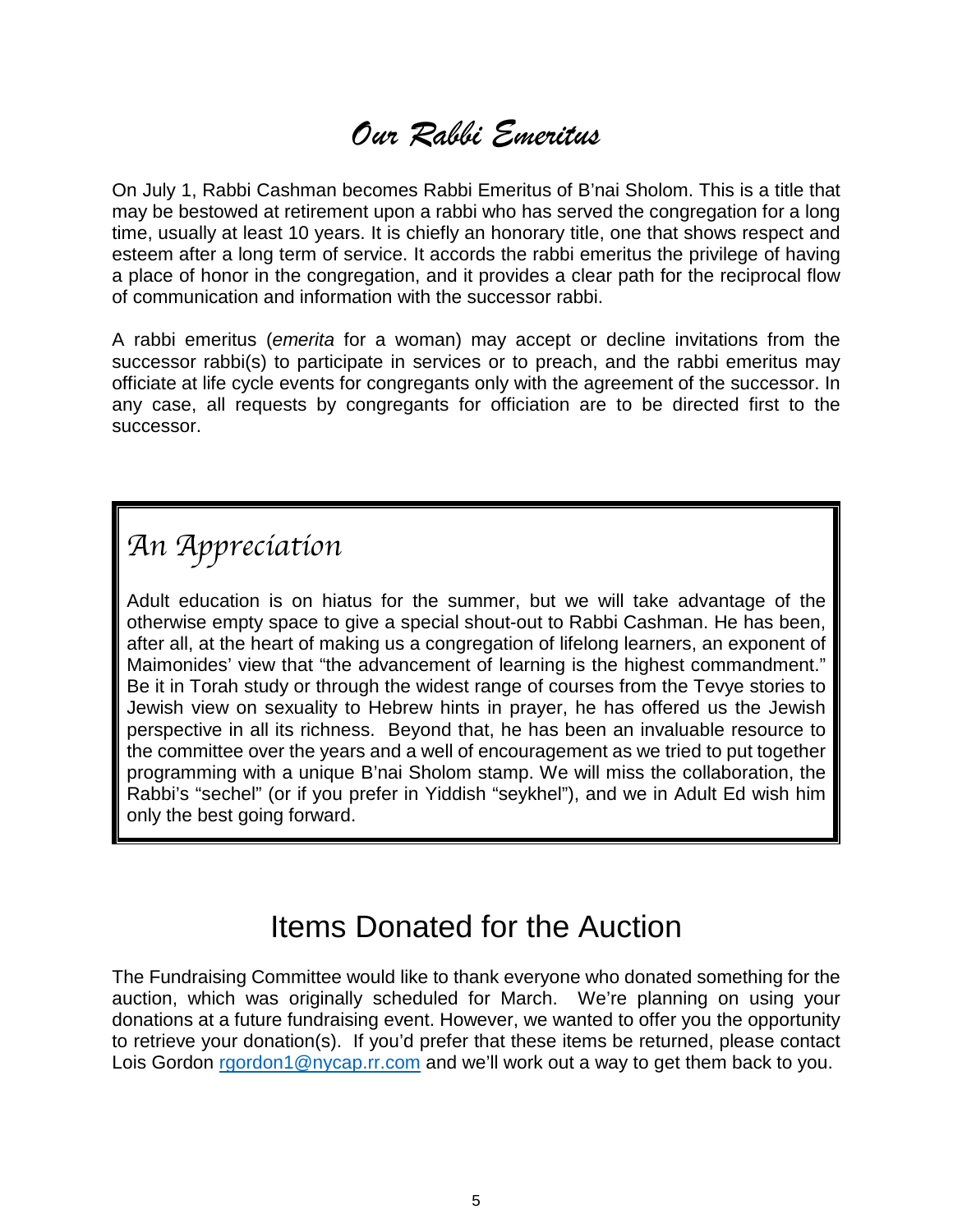# Our Rabbi Emeritus

On July 1, Rabbi Cashman becomes Rabbi Emeritus of B'nai Sholom. This is a title that may be bestowed at retirement upon a rabbi who has served the congregation for a long time, usually at least 10 years. It is chiefly an honorary title, one that shows respect and esteem after a long term of service. It accords the rabbi emeritus the privilege of having a place of honor in the congregation, and it provides a clear path for the reciprocal flow of communication and information with the successor rabbi.

A rabbi emeritus (*emerita* for a woman) may accept or decline invitations from the successor rabbi(s) to participate in services or to preach, and the rabbi emeritus may officiate at life cycle events for congregants only with the agreement of the successor. In any case, all requests by congregants for officiation are to be directed first to the successor.

## An Appreciation

Adult education is on hiatus for the summer, but we will take advantage of the otherwise empty space to give a special shout-out to Rabbi Cashman. He has been, after all, at the heart of making us a congregation of lifelong learners, an exponent of Maimonides' view that "the advancement of learning is the highest commandment." Be it in Torah study or through the widest range of courses from the Tevye stories to Jewish view on sexuality to Hebrew hints in prayer, he has offered us the Jewish perspective in all its richness. Beyond that, he has been an invaluable resource to the committee over the years and a well of encouragement as we tried to put together programming with a unique B'nai Sholom stamp. We will miss the collaboration, the Rabbi's "sechel" (or if you prefer in Yiddish "seykhel"), and we in Adult Ed wish him only the best going forward.

# Items Donated for the Auction

The Fundraising Committee would like to thank everyone who donated something for the auction, which was originally scheduled for March. We're planning on using your donations at a future fundraising event. However, we wanted to offer you the opportunity to retrieve your donation(s). If you'd prefer that these items be returned, please contact Lois Gordon rgordon1@nycap.rr.com and we'll work out a way to get them back to you.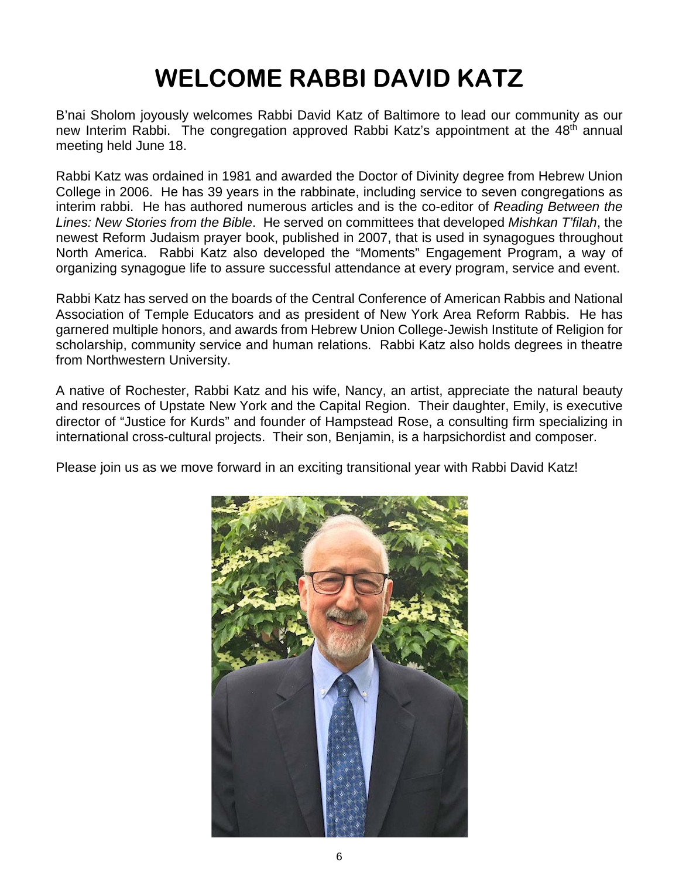# WELCOME RABBI DAVID KATZ

B'nai Sholom joyously welcomes Rabbi David Katz of Baltimore to lead our community as our new Interim Rabbi. The congregation approved Rabbi Katz's appointment at the 48th annual meeting held June 18.

Rabbi Katz was ordained in 1981 and awarded the Doctor of Divinity degree from Hebrew Union College in 2006. He has 39 years in the rabbinate, including service to seven congregations as interim rabbi. He has authored numerous articles and is the co-editor of *Reading Between the Lines: New Stories from the Bible*. He served on committees that developed *Mishkan T'filah*, the newest Reform Judaism prayer book, published in 2007, that is used in synagogues throughout North America. Rabbi Katz also developed the "Moments" Engagement Program, a way of organizing synagogue life to assure successful attendance at every program, service and event.

Rabbi Katz has served on the boards of the Central Conference of American Rabbis and National Association of Temple Educators and as president of New York Area Reform Rabbis. He has garnered multiple honors, and awards from Hebrew Union College-Jewish Institute of Religion for scholarship, community service and human relations. Rabbi Katz also holds degrees in theatre from Northwestern University.

A native of Rochester, Rabbi Katz and his wife, Nancy, an artist, appreciate the natural beauty and resources of Upstate New York and the Capital Region. Their daughter, Emily, is executive director of "Justice for Kurds" and founder of Hampstead Rose, a consulting firm specializing in international cross-cultural projects. Their son, Benjamin, is a harpsichordist and composer.

Please join us as we move forward in an exciting transitional year with Rabbi David Katz!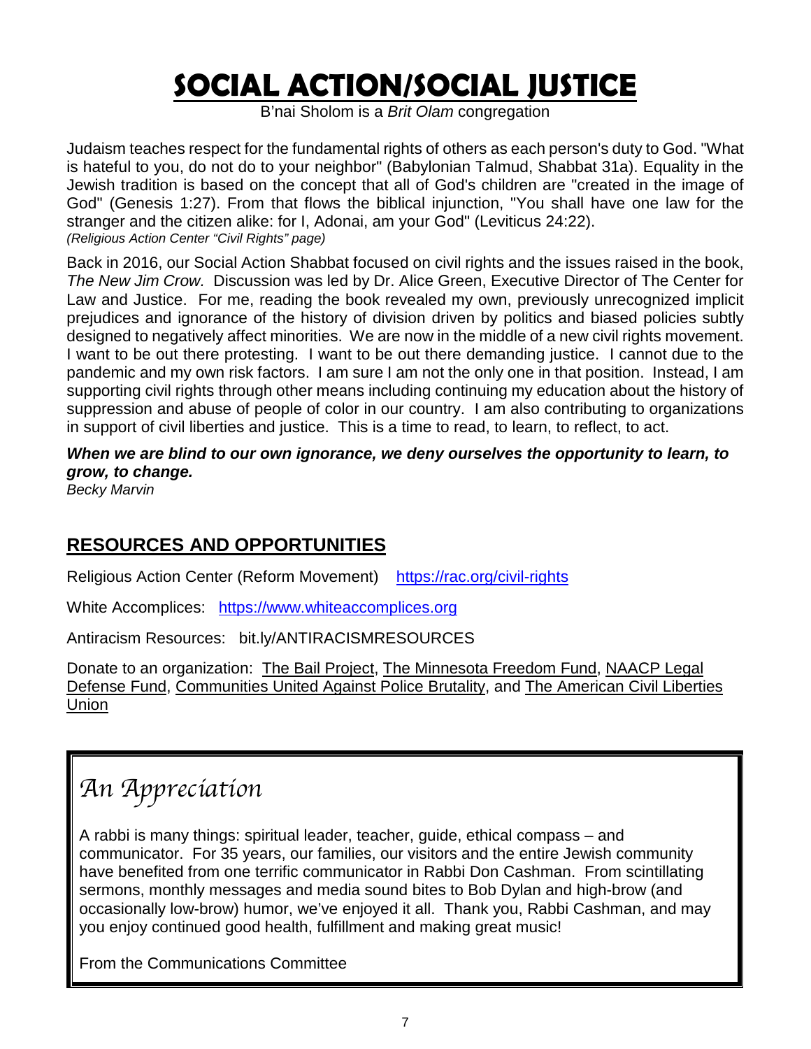# SOCIAL ACTION/SOCIAL JUSTICE

B'nai Sholom is a *Brit Olam* congregation

Judaism teaches respect for the fundamental rights of others as each person's duty to God. "What is hateful to you, do not do to your neighbor" (Babylonian Talmud, Shabbat 31a). Equality in the Jewish tradition is based on the concept that all of God's children are "created in the image of God" (Genesis 1:27). From that flows the biblical injunction, "You shall have one law for the stranger and the citizen alike: for I, Adonai, am your God" (Leviticus 24:22).
*(Religious Action Center "Civil Rights" page)*

Back in 2016, our Social Action Shabbat focused on civil rights and the issues raised in the book, *The New Jim Crow.* Discussion was led by Dr. Alice Green, Executive Director of The Center for Law and Justice. For me, reading the book revealed my own, previously unrecognized implicit prejudices and ignorance of the history of division driven by politics and biased policies subtly designed to negatively affect minorities. We are now in the middle of a new civil rights movement. I want to be out there protesting. I want to be out there demanding justice. I cannot due to the pandemic and my own risk factors. I am sure I am not the only one in that position. Instead, I am supporting civil rights through other means including continuing my education about the history of suppression and abuse of people of color in our country. I am also contributing to organizations in support of civil liberties and justice. This is a time to read, to learn, to reflect, to act.

***When we are blind to our own ignorance, we deny ourselves the opportunity to learn, to grow, to change.***
*Becky Marvin*

## RESOURCES AND OPPORTUNITIES

Religious Action Center (Reform Movement) https://rac.org/civil-rights

White Accomplices: https://www.whiteaccomplices.org

Antiracism Resources: bit.ly/ANTIRACISMRESOURCES

Donate to an organization: The Bail Project, The Minnesota Freedom Fund, NAACP Legal Defense Fund, Communities United Against Police Brutality, and The American Civil Liberties Union

## *An Appreciation*

A rabbi is many things: spiritual leader, teacher, guide, ethical compass – and communicator. For 35 years, our families, our visitors and the entire Jewish community have benefited from one terrific communicator in Rabbi Don Cashman. From scintillating sermons, monthly messages and media sound bites to Bob Dylan and high-brow (and occasionally low-brow) humor, we've enjoyed it all. Thank you, Rabbi Cashman, and may you enjoy continued good health, fulfillment and making great music!

From the Communications Committee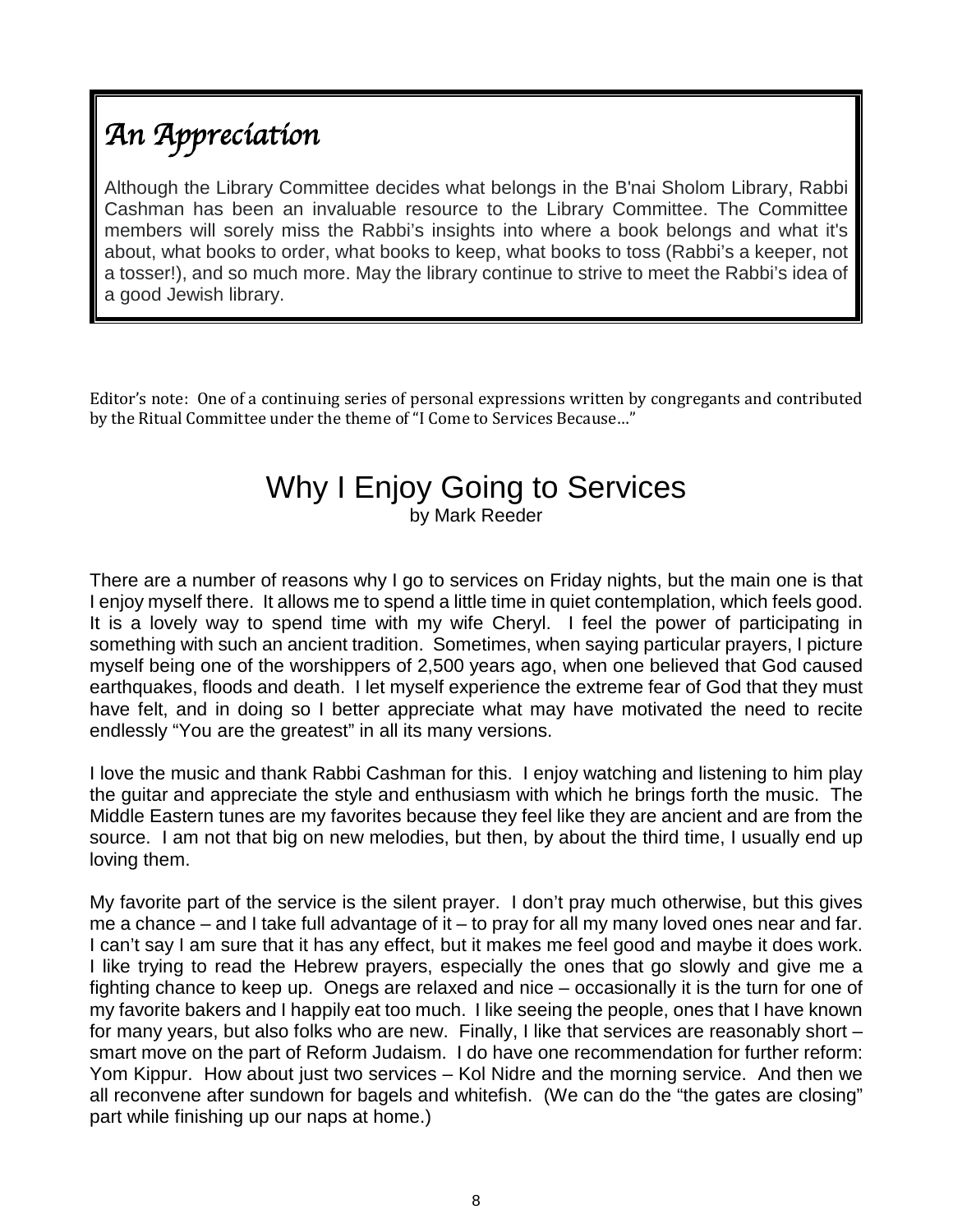## *An Appreciation*

Although the Library Committee decides what belongs in the B'nai Sholom Library, Rabbi Cashman has been an invaluable resource to the Library Committee. The Committee members will sorely miss the Rabbi's insights into where a book belongs and what it's about, what books to order, what books to keep, what books to toss (Rabbi's a keeper, not a tosser!), and so much more. May the library continue to strive to meet the Rabbi's idea of a good Jewish library.

Editor's note: One of a continuing series of personal expressions written by congregants and contributed by the Ritual Committee under the theme of "I Come to Services Because…"

# Why I Enjoy Going to Services

by Mark Reeder

There are a number of reasons why I go to services on Friday nights, but the main one is that I enjoy myself there. It allows me to spend a little time in quiet contemplation, which feels good. It is a lovely way to spend time with my wife Cheryl. I feel the power of participating in something with such an ancient tradition. Sometimes, when saying particular prayers, I picture myself being one of the worshippers of 2,500 years ago, when one believed that God caused earthquakes, floods and death. I let myself experience the extreme fear of God that they must have felt, and in doing so I better appreciate what may have motivated the need to recite endlessly "You are the greatest" in all its many versions.

I love the music and thank Rabbi Cashman for this. I enjoy watching and listening to him play the guitar and appreciate the style and enthusiasm with which he brings forth the music. The Middle Eastern tunes are my favorites because they feel like they are ancient and are from the source. I am not that big on new melodies, but then, by about the third time, I usually end up loving them.

My favorite part of the service is the silent prayer. I don't pray much otherwise, but this gives me a chance – and I take full advantage of it – to pray for all my many loved ones near and far. I can't say I am sure that it has any effect, but it makes me feel good and maybe it does work. I like trying to read the Hebrew prayers, especially the ones that go slowly and give me a fighting chance to keep up. Onegs are relaxed and nice – occasionally it is the turn for one of my favorite bakers and I happily eat too much. I like seeing the people, ones that I have known for many years, but also folks who are new. Finally, I like that services are reasonably short – smart move on the part of Reform Judaism. I do have one recommendation for further reform: Yom Kippur. How about just two services – Kol Nidre and the morning service. And then we all reconvene after sundown for bagels and whitefish. (We can do the "the gates are closing" part while finishing up our naps at home.)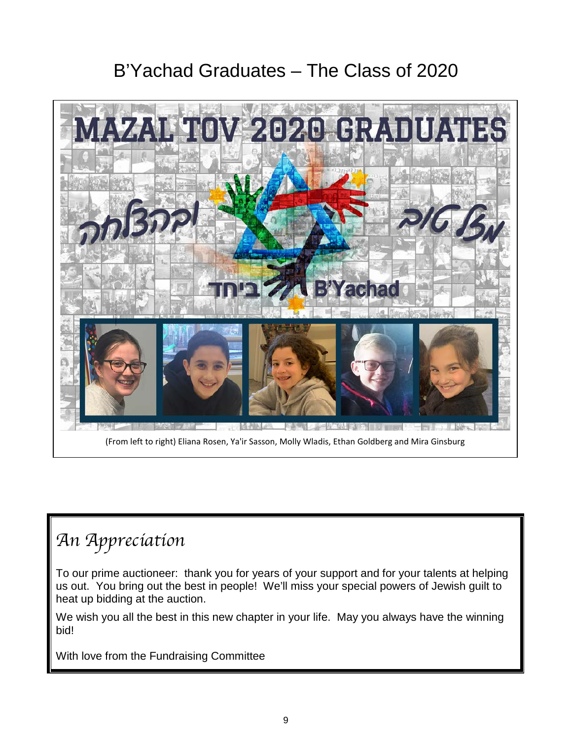# B'Yachad Graduates – The Class of 2020

(From left to right) Eliana Rosen, Ya'ir Sasson, Molly Wladis, Ethan Goldberg and Mira Ginsburg

## *An Appreciation*

To our prime auctioneer: thank you for years of your support and for your talents at helping us out. You bring out the best in people! We'll miss your special powers of Jewish guilt to heat up bidding at the auction.

We wish you all the best in this new chapter in your life. May you always have the winning bid!

With love from the Fundraising Committee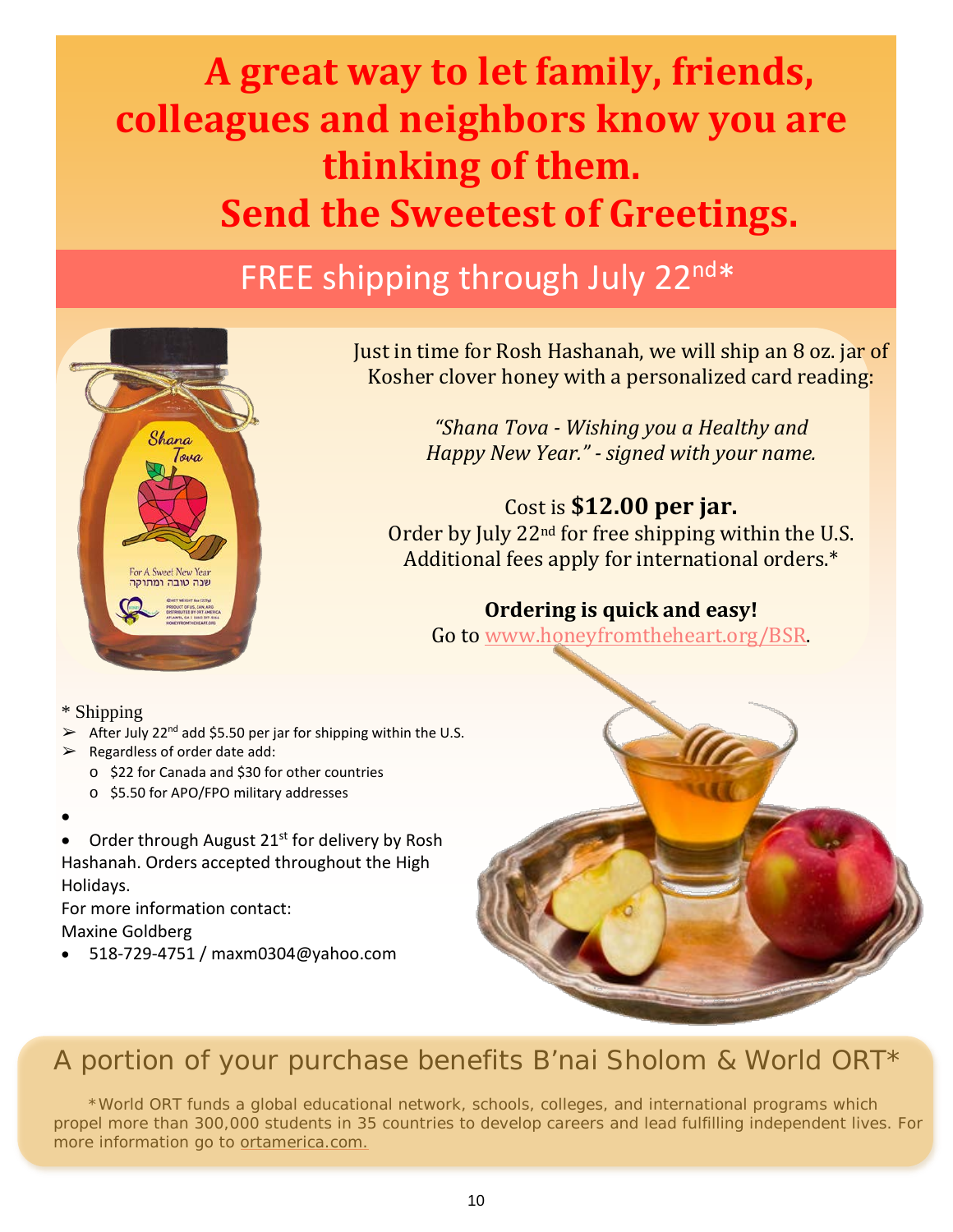# A great way to let family, friends, colleagues and neighbors know you are thinking of them.

# Send the Sweetest of Greetings.

## FREE shipping through July 22nd*

Just in time for Rosh Hashanah, we will ship an 8 oz. jar of Kosher clover honey with a personalized card reading:

*"Shana Tova - Wishing you a Healthy and Happy New Year." - signed with your name.*

Cost is **$12.00 per jar.**
Order by July 22nd for free shipping within the U.S. Additional fees apply for international orders.*

**Ordering is quick and easy!**
Go to www.honeyfromtheheart.org/BSR.

\* Shipping

- After July 22nd add $5.50 per jar for shipping within the U.S.
- Regardless of order date add:
  - $22 for Canada and $30 for other countries
  - $5.50 for APO/FPO military addresses

- Order through August 21st for delivery by Rosh Hashanah. Orders accepted throughout the High Holidays.

For more information contact:
Maxine Goldberg

- 518-729-4751 / maxm0304@yahoo.com

## A portion of your purchase benefits B'nai Sholom & World ORT*

*World ORT funds a global educational network, schools, colleges, and international programs which propel more than 300,000 students in 35 countries to develop careers and lead fulfilling independent lives. For more information go to ortamerica.com.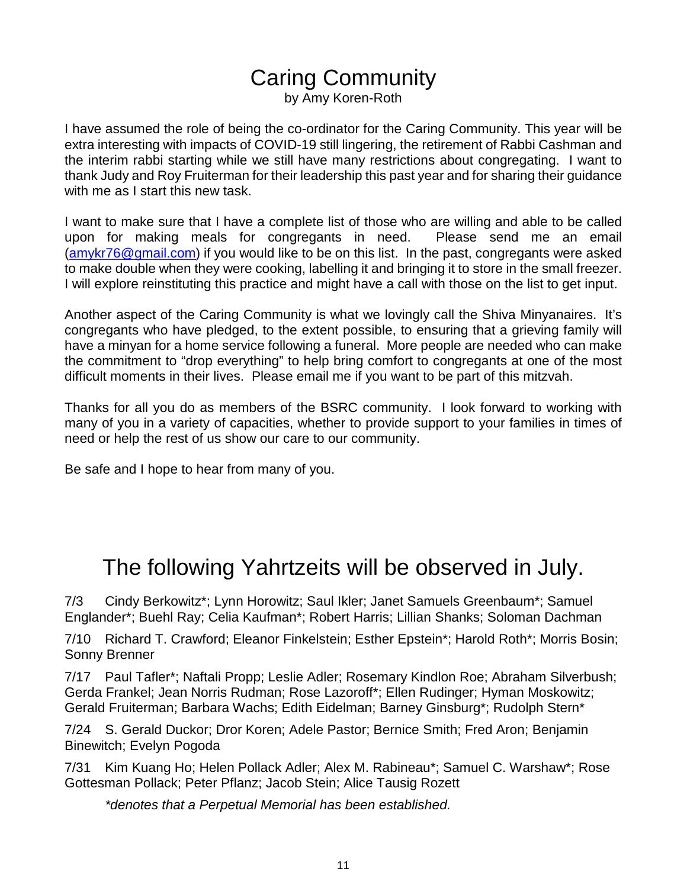# Caring Community

by Amy Koren-Roth

I have assumed the role of being the co-ordinator for the Caring Community. This year will be extra interesting with impacts of COVID-19 still lingering, the retirement of Rabbi Cashman and the interim rabbi starting while we still have many restrictions about congregating. I want to thank Judy and Roy Fruiterman for their leadership this past year and for sharing their guidance with me as I start this new task.

I want to make sure that I have a complete list of those who are willing and able to be called upon for making meals for congregants in need. Please send me an email (amykr76@gmail.com) if you would like to be on this list. In the past, congregants were asked to make double when they were cooking, labelling it and bringing it to store in the small freezer. I will explore reinstituting this practice and might have a call with those on the list to get input.

Another aspect of the Caring Community is what we lovingly call the Shiva Minyanaires. It's congregants who have pledged, to the extent possible, to ensuring that a grieving family will have a minyan for a home service following a funeral. More people are needed who can make the commitment to "drop everything" to help bring comfort to congregants at one of the most difficult moments in their lives. Please email me if you want to be part of this mitzvah.

Thanks for all you do as members of the BSRC community. I look forward to working with many of you in a variety of capacities, whether to provide support to your families in times of need or help the rest of us show our care to our community.

Be safe and I hope to hear from many of you.

# The following Yahrtzeits will be observed in July.

7/3 Cindy Berkowitz*; Lynn Horowitz; Saul Ikler; Janet Samuels Greenbaum*; Samuel Englander*; Buehl Ray; Celia Kaufman*; Robert Harris; Lillian Shanks; Soloman Dachman

7/10 Richard T. Crawford; Eleanor Finkelstein; Esther Epstein*; Harold Roth*; Morris Bosin; Sonny Brenner

7/17 Paul Tafler*; Naftali Propp; Leslie Adler; Rosemary Kindlon Roe; Abraham Silverbush; Gerda Frankel; Jean Norris Rudman; Rose Lazoroff*; Ellen Rudinger; Hyman Moskowitz; Gerald Fruiterman; Barbara Wachs; Edith Eidelman; Barney Ginsburg*; Rudolph Stern*

7/24 S. Gerald Duckor; Dror Koren; Adele Pastor; Bernice Smith; Fred Aron; Benjamin Binewitch; Evelyn Pogoda

7/31 Kim Kuang Ho; Helen Pollack Adler; Alex M. Rabineau*; Samuel C. Warshaw*; Rose Gottesman Pollack; Peter Pflanz; Jacob Stein; Alice Tausig Rozett

*\*denotes that a Perpetual Memorial has been established.*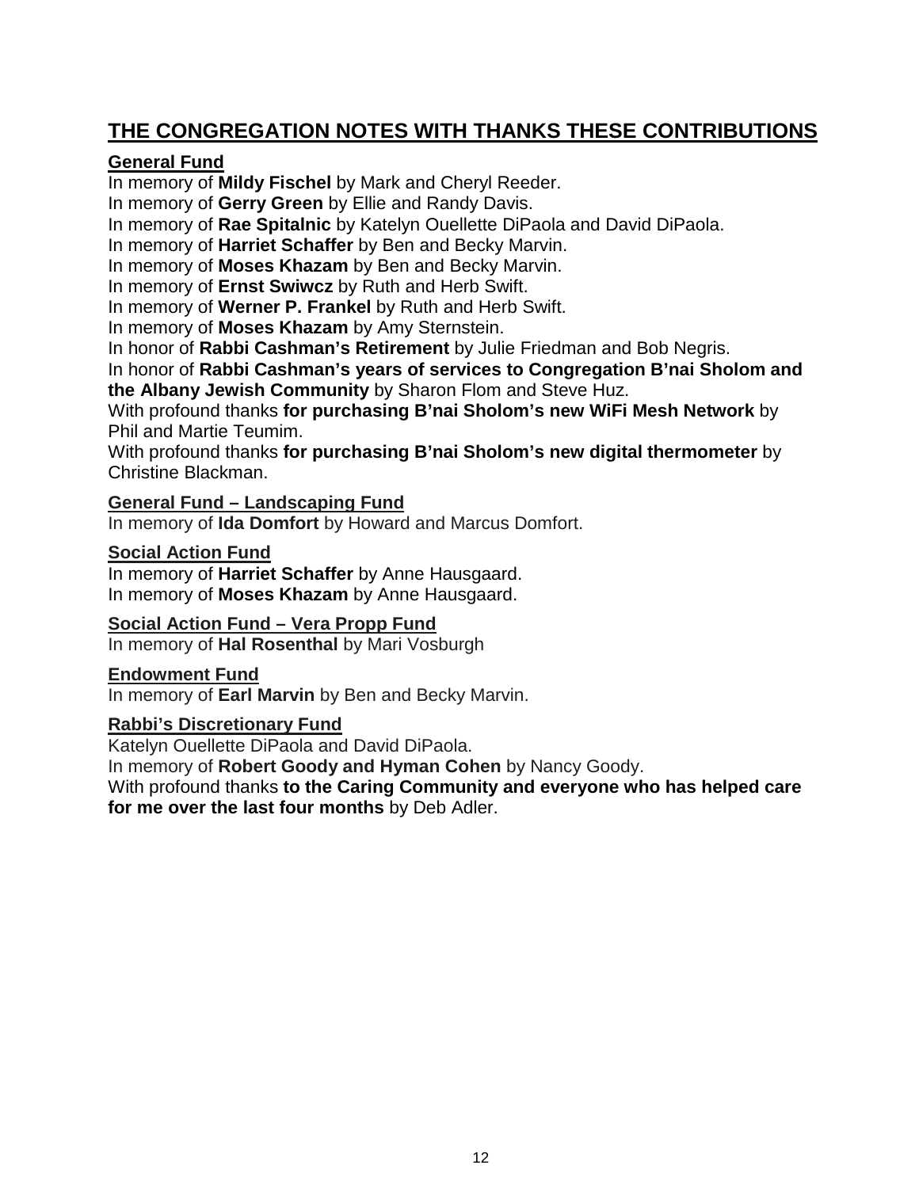## THE CONGREGATION NOTES WITH THANKS THESE CONTRIBUTIONS

### General Fund

In memory of **Mildy Fischel** by Mark and Cheryl Reeder.
In memory of **Gerry Green** by Ellie and Randy Davis.
In memory of **Rae Spitalnic** by Katelyn Ouellette DiPaola and David DiPaola.
In memory of **Harriet Schaffer** by Ben and Becky Marvin.
In memory of **Moses Khazam** by Ben and Becky Marvin.
In memory of **Ernst Swiwcz** by Ruth and Herb Swift.
In memory of **Werner P. Frankel** by Ruth and Herb Swift.
In memory of **Moses Khazam** by Amy Sternstein.
In honor of **Rabbi Cashman's Retirement** by Julie Friedman and Bob Negris.
In honor of **Rabbi Cashman's years of services to Congregation B'nai Sholom and the Albany Jewish Community** by Sharon Flom and Steve Huz.
With profound thanks **for purchasing B'nai Sholom's new WiFi Mesh Network** by Phil and Martie Teumim.
With profound thanks **for purchasing B'nai Sholom's new digital thermometer** by Christine Blackman.

### General Fund – Landscaping Fund

In memory of **Ida Domfort** by Howard and Marcus Domfort.

### Social Action Fund

In memory of **Harriet Schaffer** by Anne Hausgaard.
In memory of **Moses Khazam** by Anne Hausgaard.

### Social Action Fund – Vera Propp Fund

In memory of **Hal Rosenthal** by Mari Vosburgh

### Endowment Fund

In memory of **Earl Marvin** by Ben and Becky Marvin.

### Rabbi's Discretionary Fund

Katelyn Ouellette DiPaola and David DiPaola.
In memory of **Robert Goody and Hyman Cohen** by Nancy Goody.
With profound thanks **to the Caring Community and everyone who has helped care for me over the last four months** by Deb Adler.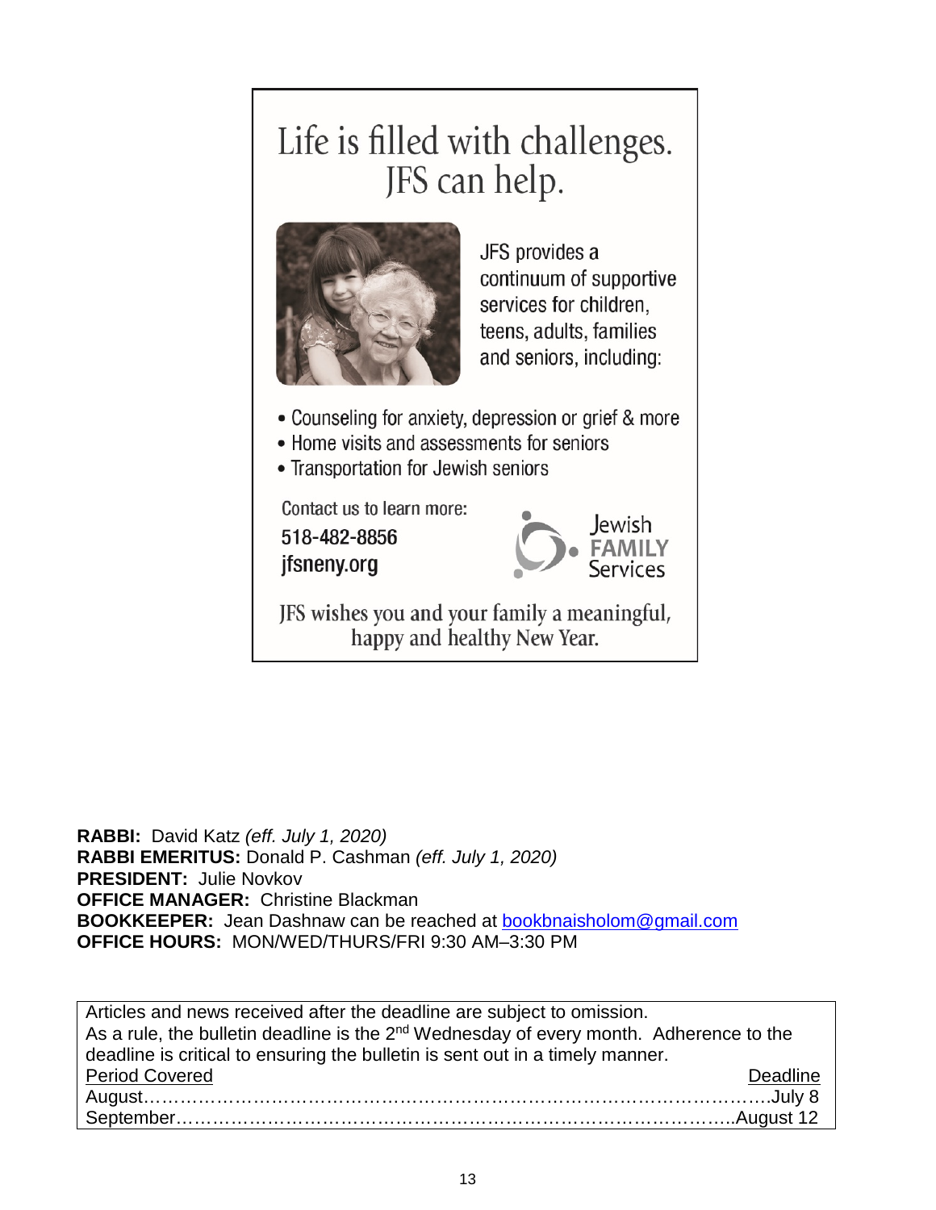Life is filled with challenges.
JFS can help.

JFS provides a continuum of supportive services for children, teens, adults, families and seniors, including:

- Counseling for anxiety, depression or grief & more
- Home visits and assessments for seniors
- Transportation for Jewish seniors

Contact us to learn more:
518-482-8856
jfsneny.org

Jewish FAMILY Services

JFS wishes you and your family a meaningful, happy and healthy New Year.

**RABBI:** David Katz *(eff. July 1, 2020)*
**RABBI EMERITUS:** Donald P. Cashman *(eff. July 1, 2020)*
**PRESIDENT:** Julie Novkov
**OFFICE MANAGER:** Christine Blackman
**BOOKKEEPER:** Jean Dashnaw can be reached at bookbnaisholom@gmail.com
**OFFICE HOURS:** MON/WED/THURS/FRI 9:30 AM–3:30 PM

Articles and news received after the deadline are subject to omission.
As a rule, the bulletin deadline is the 2nd Wednesday of every month. Adherence to the deadline is critical to ensuring the bulletin is sent out in a timely manner.

| Period Covered | Deadline |
|---|---|
| August | July 8 |
| September | August 12 |